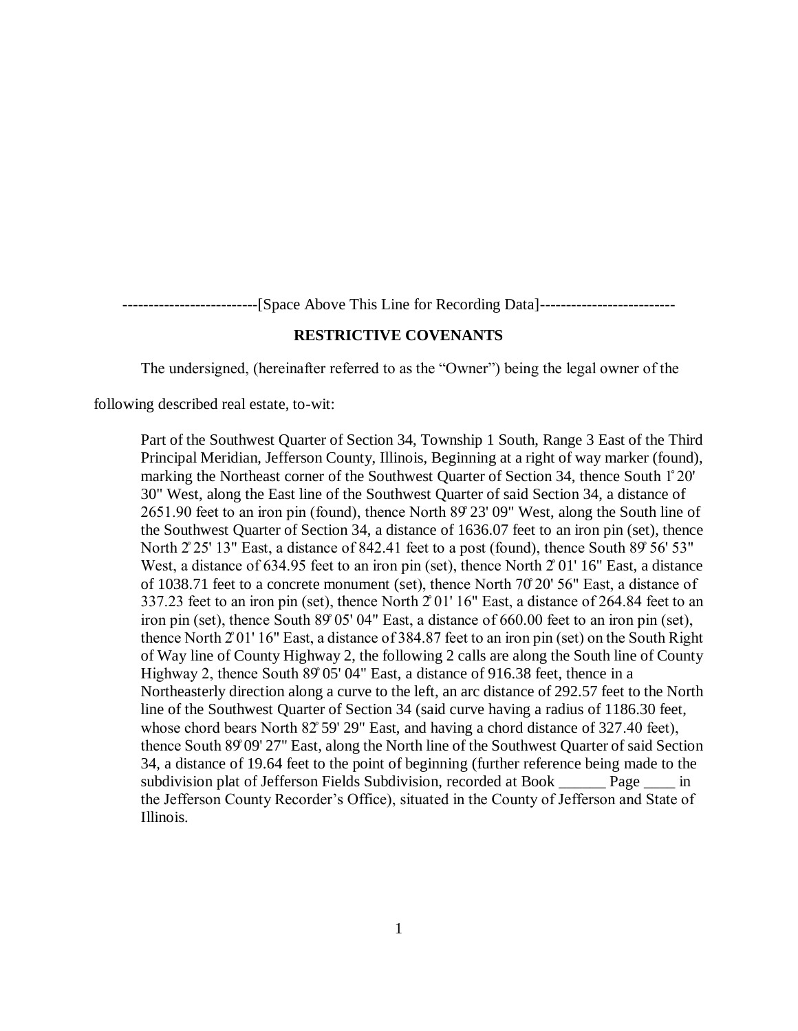--------------------------[Space Above This Line for Recording Data]--------------------------

**RESTRICTIVE COVENANTS**

The undersigned, (hereinafter referred to as the "Owner") being the legal owner of the following described real estate, to-wit:

> Part of the Southwest Quarter of Section 34, Township 1 South, Range 3 East of the Third Principal Meridian, Jefferson County, Illinois, Beginning at a right of way marker (found), marking the Northeast corner of the Southwest Quarter of Section 34, thence South 1° 20' 30" West, along the East line of the Southwest Quarter of said Section 34, a distance of 2651.90 feet to an iron pin (found), thence North 89° 23' 09" West, along the South line of the Southwest Quarter of Section 34, a distance of 1636.07 feet to an iron pin (set), thence North 2° 25' 13" East, a distance of 842.41 feet to a post (found), thence South 89° 56' 53" West, a distance of 634.95 feet to an iron pin (set), thence North 2° 01' 16" East, a distance of 1038.71 feet to a concrete monument (set), thence North 70° 20' 56" East, a distance of 337.23 feet to an iron pin (set), thence North 2° 01' 16" East, a distance of 264.84 feet to an iron pin (set), thence South 89° 05' 04" East, a distance of 660.00 feet to an iron pin (set), thence North 2° 01' 16" East, a distance of 384.87 feet to an iron pin (set) on the South Right of Way line of County Highway 2, the following 2 calls are along the South line of County Highway 2, thence South 89° 05' 04" East, a distance of 916.38 feet, thence in a Northeasterly direction along a curve to the left, an arc distance of 292.57 feet to the North line of the Southwest Quarter of Section 34 (said curve having a radius of 1186.30 feet, whose chord bears North 82° 59' 29" East, and having a chord distance of 327.40 feet), thence South 89° 09' 27" East, along the North line of the Southwest Quarter of said Section 34, a distance of 19.64 feet to the point of beginning (further reference being made to the subdivision plat of Jefferson Fields Subdivision, recorded at Book ______ Page ____ in the Jefferson County Recorder's Office), situated in the County of Jefferson and State of Illinois.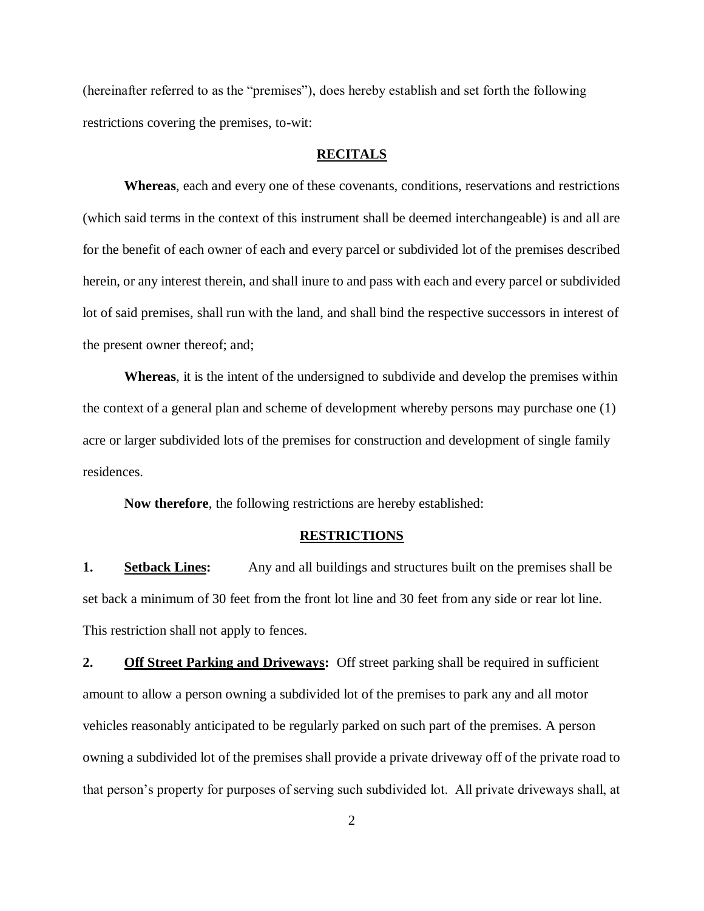(hereinafter referred to as the "premises"), does hereby establish and set forth the following restrictions covering the premises, to-wit:

## RECITALS

**Whereas**, each and every one of these covenants, conditions, reservations and restrictions (which said terms in the context of this instrument shall be deemed interchangeable) is and all are for the benefit of each owner of each and every parcel or subdivided lot of the premises described herein, or any interest therein, and shall inure to and pass with each and every parcel or subdivided lot of said premises, shall run with the land, and shall bind the respective successors in interest of the present owner thereof; and;

**Whereas**, it is the intent of the undersigned to subdivide and develop the premises within the context of a general plan and scheme of development whereby persons may purchase one (1) acre or larger subdivided lots of the premises for construction and development of single family residences.

**Now therefore**, the following restrictions are hereby established:

## RESTRICTIONS

**1. Setback Lines:** Any and all buildings and structures built on the premises shall be set back a minimum of 30 feet from the front lot line and 30 feet from any side or rear lot line. This restriction shall not apply to fences.

**2. Off Street Parking and Driveways:** Off street parking shall be required in sufficient amount to allow a person owning a subdivided lot of the premises to park any and all motor vehicles reasonably anticipated to be regularly parked on such part of the premises. A person owning a subdivided lot of the premises shall provide a private driveway off of the private road to that person's property for purposes of serving such subdivided lot. All private driveways shall, at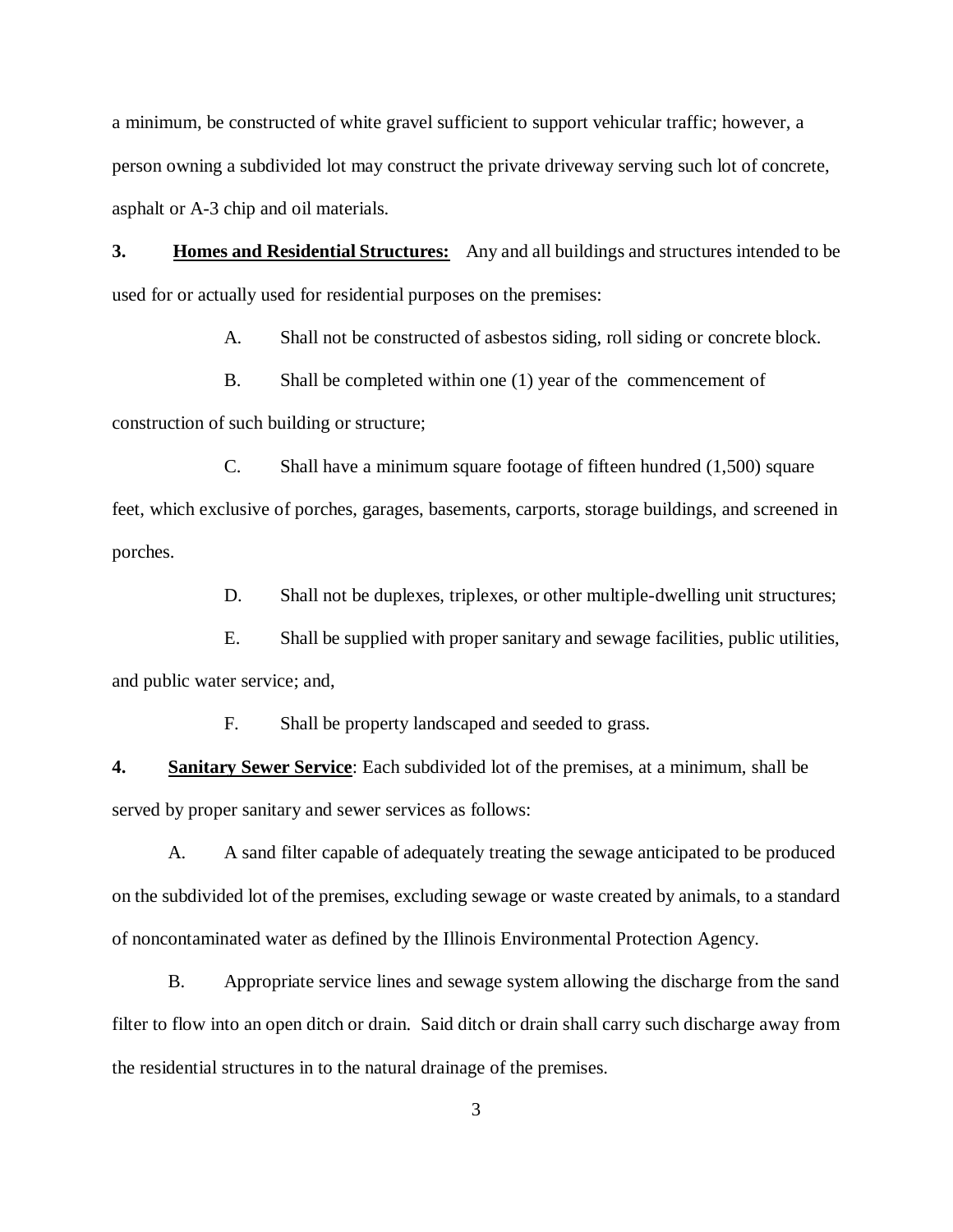a minimum, be constructed of white gravel sufficient to support vehicular traffic; however, a person owning a subdivided lot may construct the private driveway serving such lot of concrete, asphalt or A-3 chip and oil materials.

**3.** **Homes and Residential Structures:** Any and all buildings and structures intended to be used for or actually used for residential purposes on the premises:

A. Shall not be constructed of asbestos siding, roll siding or concrete block.

B. Shall be completed within one (1) year of the commencement of construction of such building or structure;

C. Shall have a minimum square footage of fifteen hundred (1,500) square feet, which exclusive of porches, garages, basements, carports, storage buildings, and screened in porches.

D. Shall not be duplexes, triplexes, or other multiple-dwelling unit structures;

E. Shall be supplied with proper sanitary and sewage facilities, public utilities, and public water service; and,

F. Shall be property landscaped and seeded to grass.

**4.** **Sanitary Sewer Service**: Each subdivided lot of the premises, at a minimum, shall be served by proper sanitary and sewer services as follows:

A. A sand filter capable of adequately treating the sewage anticipated to be produced on the subdivided lot of the premises, excluding sewage or waste created by animals, to a standard of noncontaminated water as defined by the Illinois Environmental Protection Agency.

B. Appropriate service lines and sewage system allowing the discharge from the sand filter to flow into an open ditch or drain. Said ditch or drain shall carry such discharge away from the residential structures in to the natural drainage of the premises.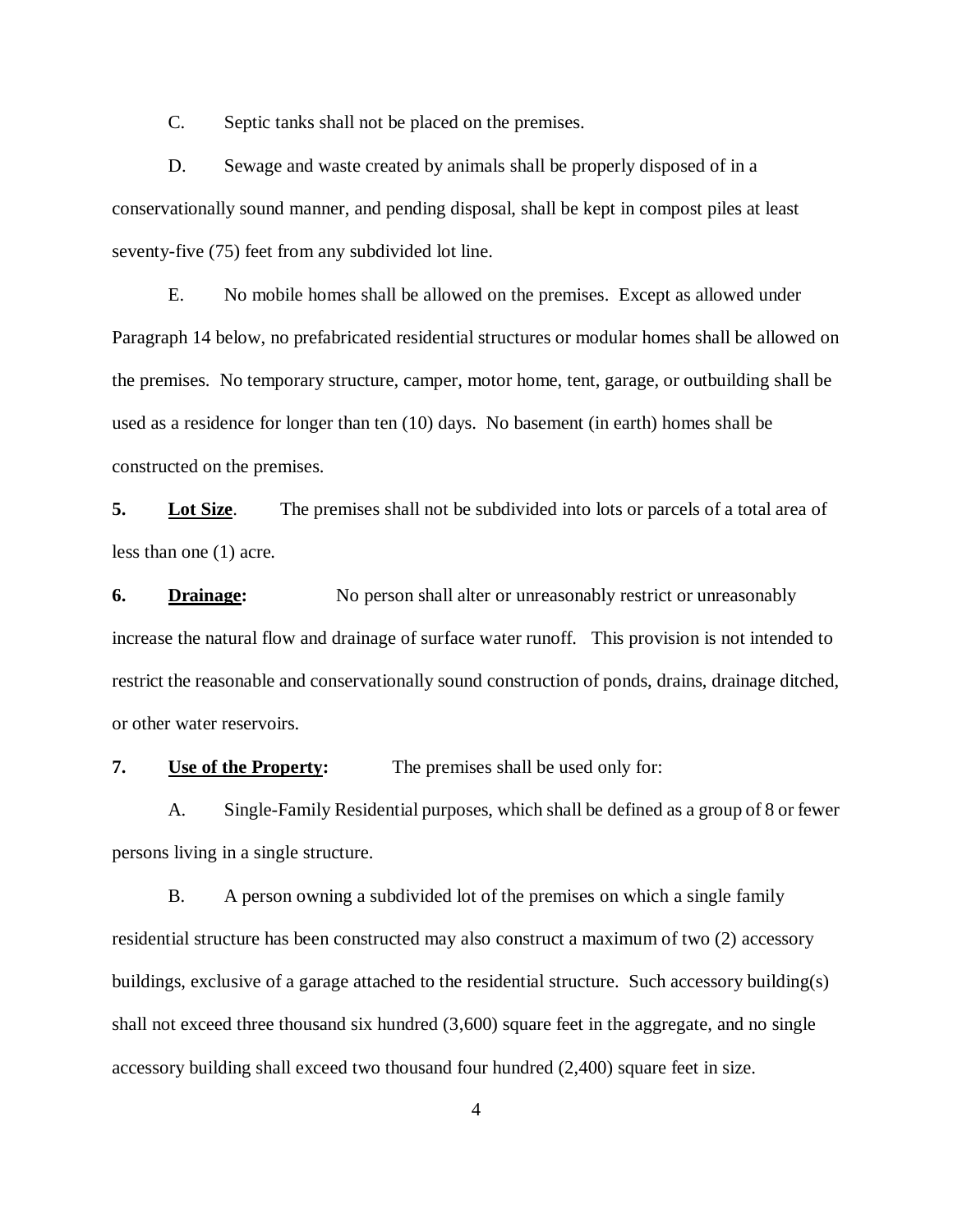C. Septic tanks shall not be placed on the premises.

D. Sewage and waste created by animals shall be properly disposed of in a conservationally sound manner, and pending disposal, shall be kept in compost piles at least seventy-five (75) feet from any subdivided lot line.

E. No mobile homes shall be allowed on the premises. Except as allowed under Paragraph 14 below, no prefabricated residential structures or modular homes shall be allowed on the premises. No temporary structure, camper, motor home, tent, garage, or outbuilding shall be used as a residence for longer than ten (10) days. No basement (in earth) homes shall be constructed on the premises.

**5. <u>Lot Size</u>.** The premises shall not be subdivided into lots or parcels of a total area of less than one (1) acre.

**6. <u>Drainage</u>:** No person shall alter or unreasonably restrict or unreasonably increase the natural flow and drainage of surface water runoff. This provision is not intended to restrict the reasonable and conservationally sound construction of ponds, drains, drainage ditched, or other water reservoirs.

**7. <u>Use of the Property</u>:** The premises shall be used only for:

A. Single-Family Residential purposes, which shall be defined as a group of 8 or fewer persons living in a single structure.

B. A person owning a subdivided lot of the premises on which a single family residential structure has been constructed may also construct a maximum of two (2) accessory buildings, exclusive of a garage attached to the residential structure. Such accessory building(s) shall not exceed three thousand six hundred (3,600) square feet in the aggregate, and no single accessory building shall exceed two thousand four hundred (2,400) square feet in size.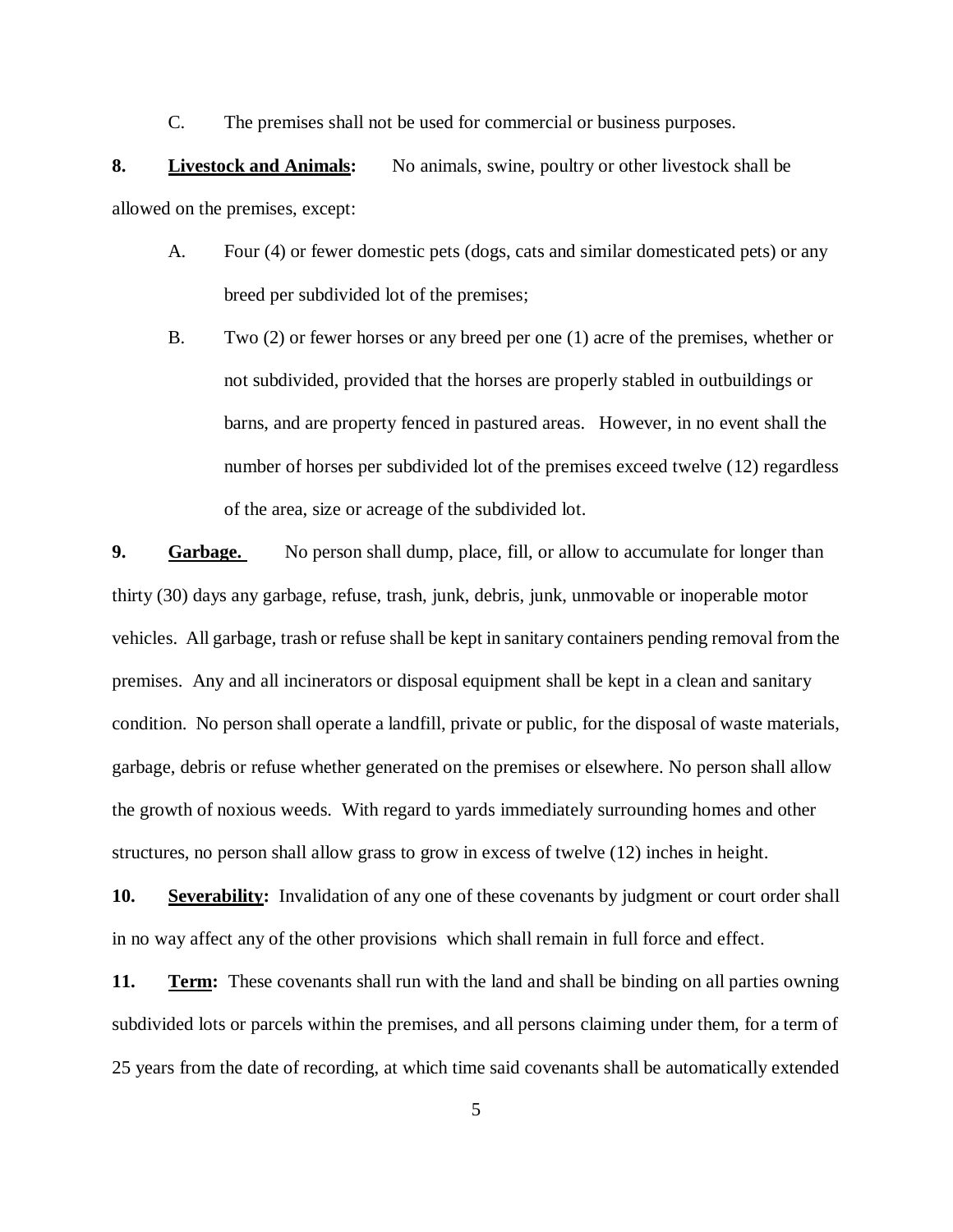C. The premises shall not be used for commercial or business purposes.

**8. <u>Livestock and Animals</u>:** No animals, swine, poultry or other livestock shall be allowed on the premises, except:

A. Four (4) or fewer domestic pets (dogs, cats and similar domesticated pets) or any breed per subdivided lot of the premises;

B. Two (2) or fewer horses or any breed per one (1) acre of the premises, whether or not subdivided, provided that the horses are properly stabled in outbuildings or barns, and are property fenced in pastured areas. However, in no event shall the number of horses per subdivided lot of the premises exceed twelve (12) regardless of the area, size or acreage of the subdivided lot.

**9. <u>Garbage.</u>** No person shall dump, place, fill, or allow to accumulate for longer than thirty (30) days any garbage, refuse, trash, junk, debris, junk, unmovable or inoperable motor vehicles. All garbage, trash or refuse shall be kept in sanitary containers pending removal from the premises. Any and all incinerators or disposal equipment shall be kept in a clean and sanitary condition. No person shall operate a landfill, private or public, for the disposal of waste materials, garbage, debris or refuse whether generated on the premises or elsewhere. No person shall allow the growth of noxious weeds. With regard to yards immediately surrounding homes and other structures, no person shall allow grass to grow in excess of twelve (12) inches in height.

**10. <u>Severability</u>:** Invalidation of any one of these covenants by judgment or court order shall in no way affect any of the other provisions which shall remain in full force and effect.

**11. <u>Term</u>:** These covenants shall run with the land and shall be binding on all parties owning subdivided lots or parcels within the premises, and all persons claiming under them, for a term of 25 years from the date of recording, at which time said covenants shall be automatically extended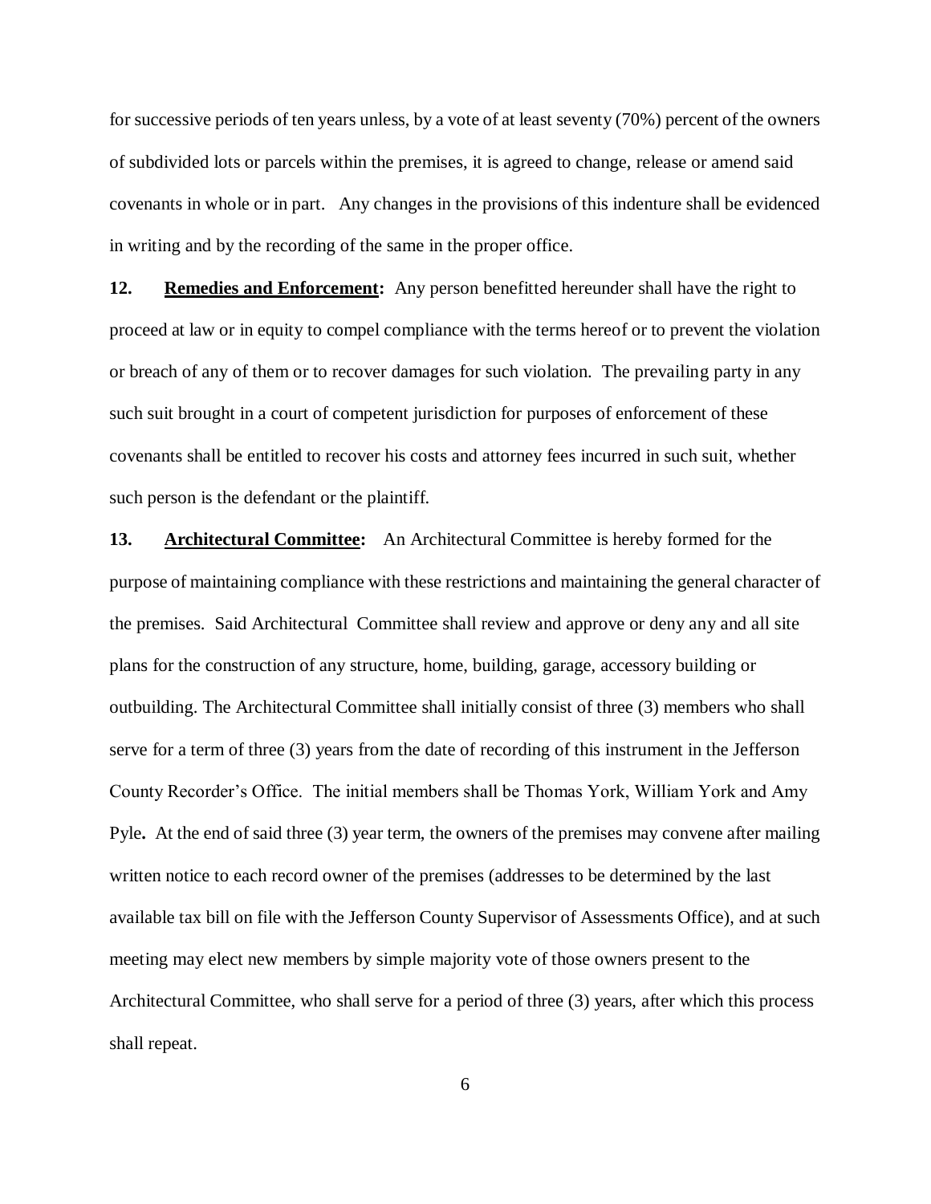for successive periods of ten years unless, by a vote of at least seventy (70%) percent of the owners of subdivided lots or parcels within the premises, it is agreed to change, release or amend said covenants in whole or in part. Any changes in the provisions of this indenture shall be evidenced in writing and by the recording of the same in the proper office.

**12. Remedies and Enforcement:** Any person benefitted hereunder shall have the right to proceed at law or in equity to compel compliance with the terms hereof or to prevent the violation or breach of any of them or to recover damages for such violation. The prevailing party in any such suit brought in a court of competent jurisdiction for purposes of enforcement of these covenants shall be entitled to recover his costs and attorney fees incurred in such suit, whether such person is the defendant or the plaintiff.

**13. Architectural Committee:** An Architectural Committee is hereby formed for the purpose of maintaining compliance with these restrictions and maintaining the general character of the premises. Said Architectural Committee shall review and approve or deny any and all site plans for the construction of any structure, home, building, garage, accessory building or outbuilding. The Architectural Committee shall initially consist of three (3) members who shall serve for a term of three (3) years from the date of recording of this instrument in the Jefferson County Recorder's Office. The initial members shall be Thomas York, William York and Amy Pyle**.** At the end of said three (3) year term, the owners of the premises may convene after mailing written notice to each record owner of the premises (addresses to be determined by the last available tax bill on file with the Jefferson County Supervisor of Assessments Office), and at such meeting may elect new members by simple majority vote of those owners present to the Architectural Committee, who shall serve for a period of three (3) years, after which this process shall repeat.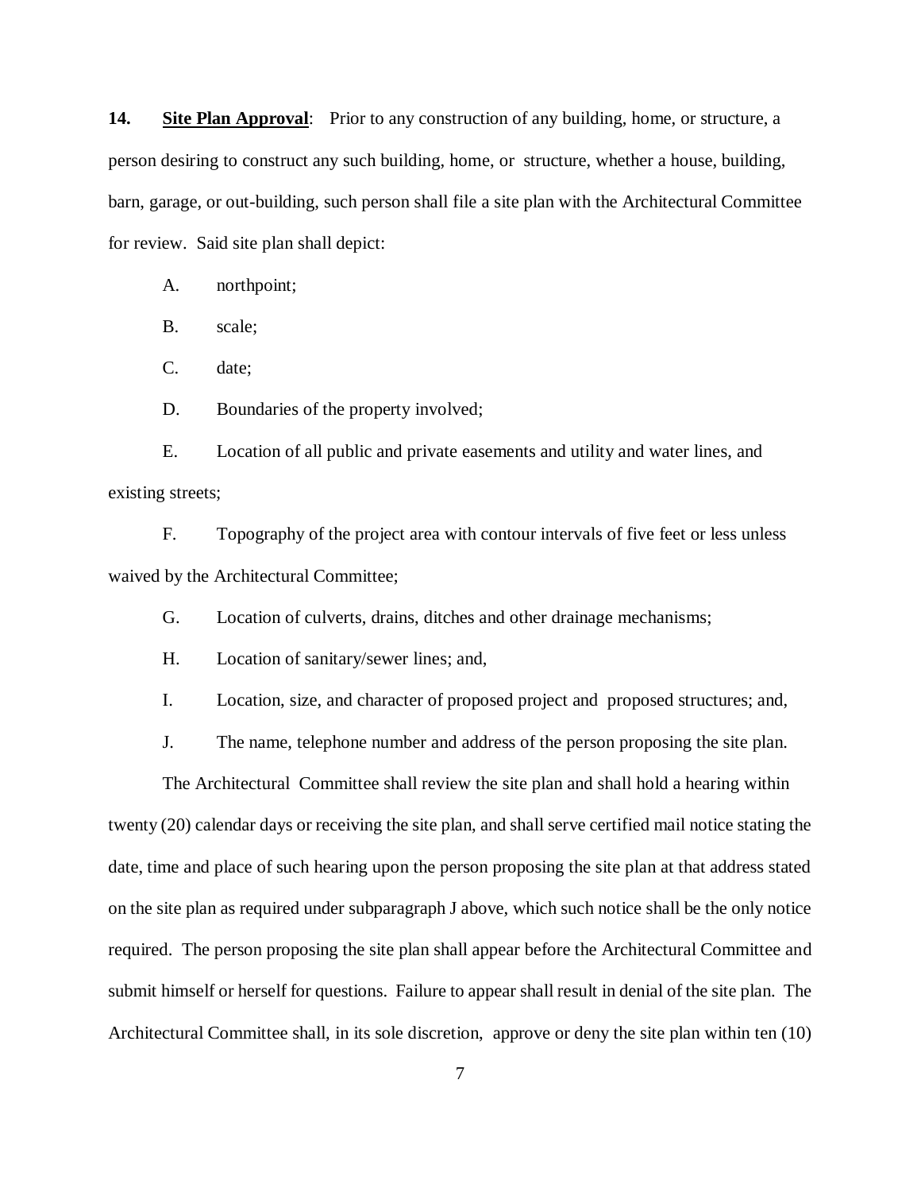**14. Site Plan Approval**: Prior to any construction of any building, home, or structure, a person desiring to construct any such building, home, or structure, whether a house, building, barn, garage, or out-building, such person shall file a site plan with the Architectural Committee for review. Said site plan shall depict:

A. northpoint;

B. scale;

C. date;

D. Boundaries of the property involved;

E. Location of all public and private easements and utility and water lines, and existing streets;

F. Topography of the project area with contour intervals of five feet or less unless waived by the Architectural Committee;

G. Location of culverts, drains, ditches and other drainage mechanisms;

H. Location of sanitary/sewer lines; and,

I. Location, size, and character of proposed project and proposed structures; and,

J. The name, telephone number and address of the person proposing the site plan.

The Architectural Committee shall review the site plan and shall hold a hearing within twenty (20) calendar days or receiving the site plan, and shall serve certified mail notice stating the date, time and place of such hearing upon the person proposing the site plan at that address stated on the site plan as required under subparagraph J above, which such notice shall be the only notice required. The person proposing the site plan shall appear before the Architectural Committee and submit himself or herself for questions. Failure to appear shall result in denial of the site plan. The Architectural Committee shall, in its sole discretion, approve or deny the site plan within ten (10)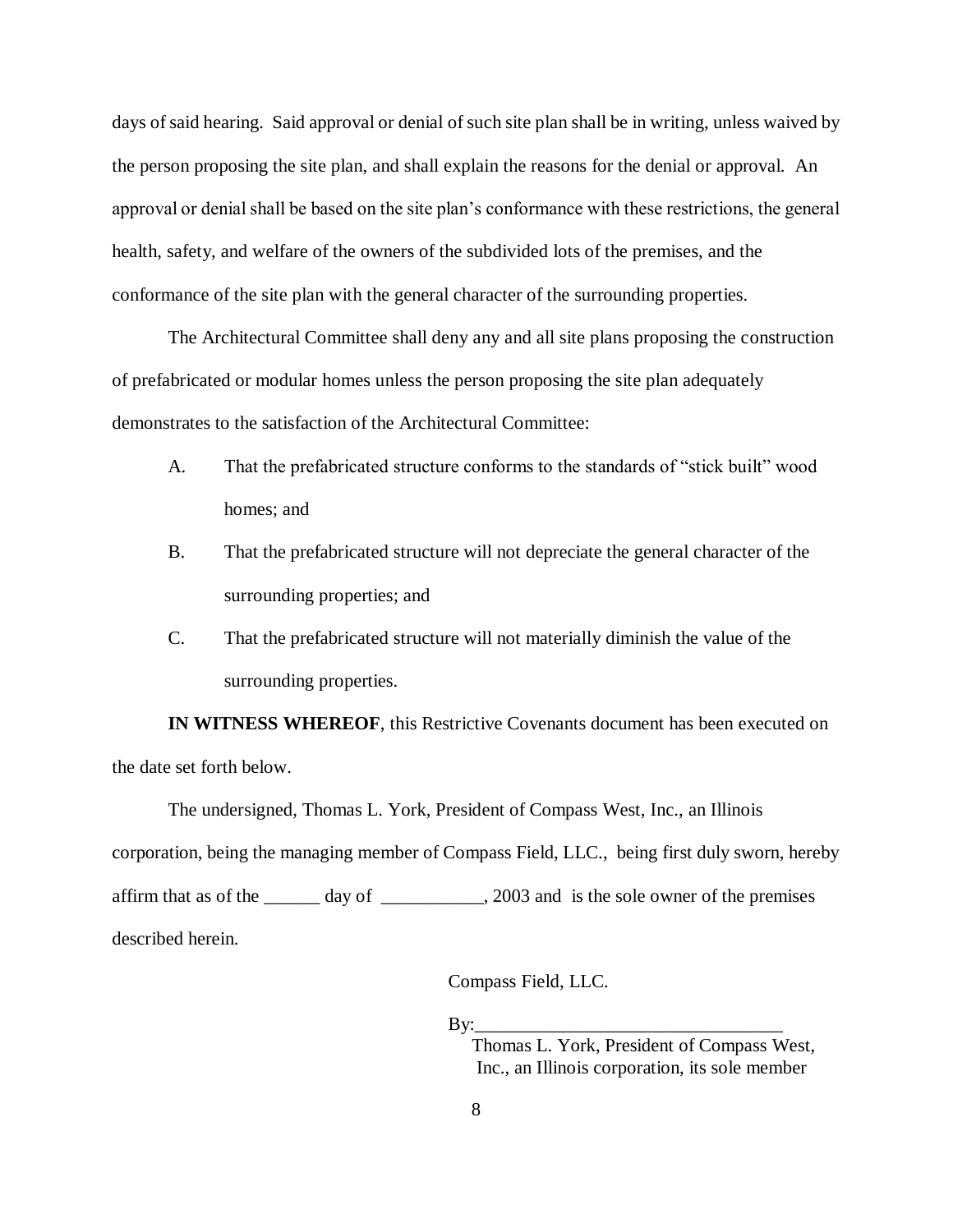days of said hearing. Said approval or denial of such site plan shall be in writing, unless waived by the person proposing the site plan, and shall explain the reasons for the denial or approval. An approval or denial shall be based on the site plan's conformance with these restrictions, the general health, safety, and welfare of the owners of the subdivided lots of the premises, and the conformance of the site plan with the general character of the surrounding properties.

The Architectural Committee shall deny any and all site plans proposing the construction of prefabricated or modular homes unless the person proposing the site plan adequately demonstrates to the satisfaction of the Architectural Committee:

A. That the prefabricated structure conforms to the standards of "stick built" wood homes; and

B. That the prefabricated structure will not depreciate the general character of the surrounding properties; and

C. That the prefabricated structure will not materially diminish the value of the surrounding properties.

**IN WITNESS WHEREOF**, this Restrictive Covenants document has been executed on the date set forth below.

The undersigned, Thomas L. York, President of Compass West, Inc., an Illinois corporation, being the managing member of Compass Field, LLC., being first duly sworn, hereby affirm that as of the ______ day of ___________, 2003 and is the sole owner of the premises described herein.

Compass Field, LLC.

By:_________________________________
Thomas L. York, President of Compass West, Inc., an Illinois corporation, its sole member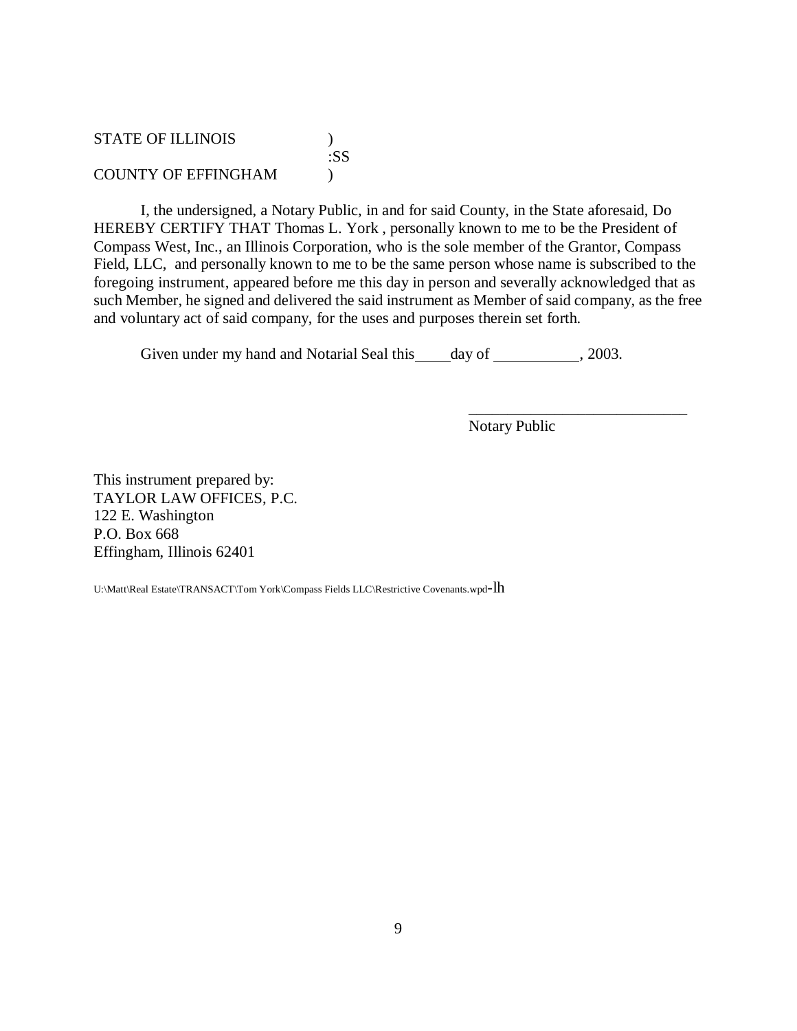STATE OF ILLINOIS )
:SS
COUNTY OF EFFINGHAM )

I, the undersigned, a Notary Public, in and for said County, in the State aforesaid, Do HEREBY CERTIFY THAT Thomas L. York , personally known to me to be the President of Compass West, Inc., an Illinois Corporation, who is the sole member of the Grantor, Compass Field, LLC, and personally known to me to be the same person whose name is subscribed to the foregoing instrument, appeared before me this day in person and severally acknowledged that as such Member, he signed and delivered the said instrument as Member of said company, as the free and voluntary act of said company, for the uses and purposes therein set forth.

Given under my hand and Notarial Seal this_____day of ___________, 2003.

_____________________________
Notary Public

This instrument prepared by:
TAYLOR LAW OFFICES, P.C.
122 E. Washington
P.O. Box 668
Effingham, Illinois 62401

U:\Matt\Real Estate\TRANSACT\Tom York\Compass Fields LLC\Restrictive Covenants.wpd-lh